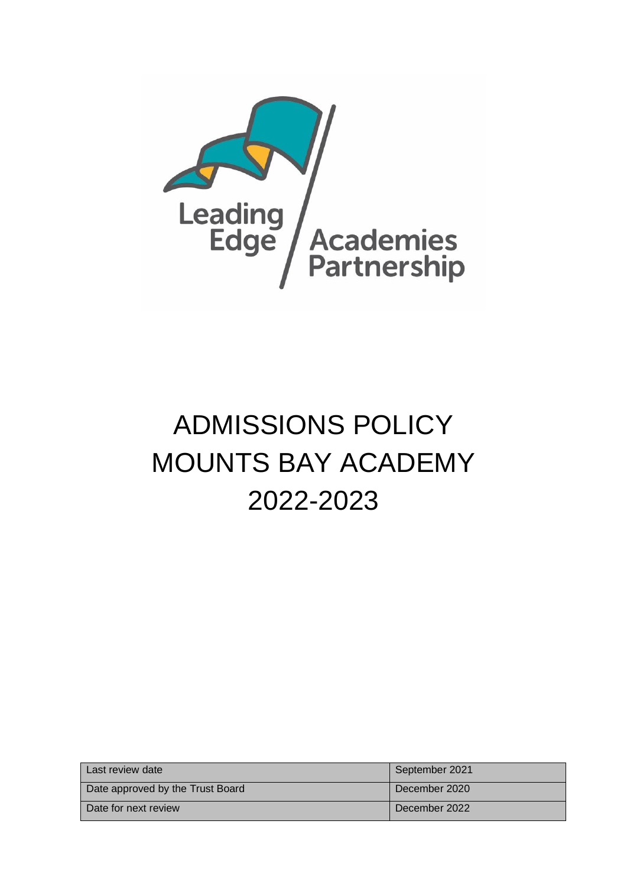# ADMISSIONS POLICY
# MOUNTS BAY ACADEMY
# 2022-2023

| Last review date | September 2021 |
|---|---|
| Date approved by the Trust Board | December 2020 |
| Date for next review | December 2022 |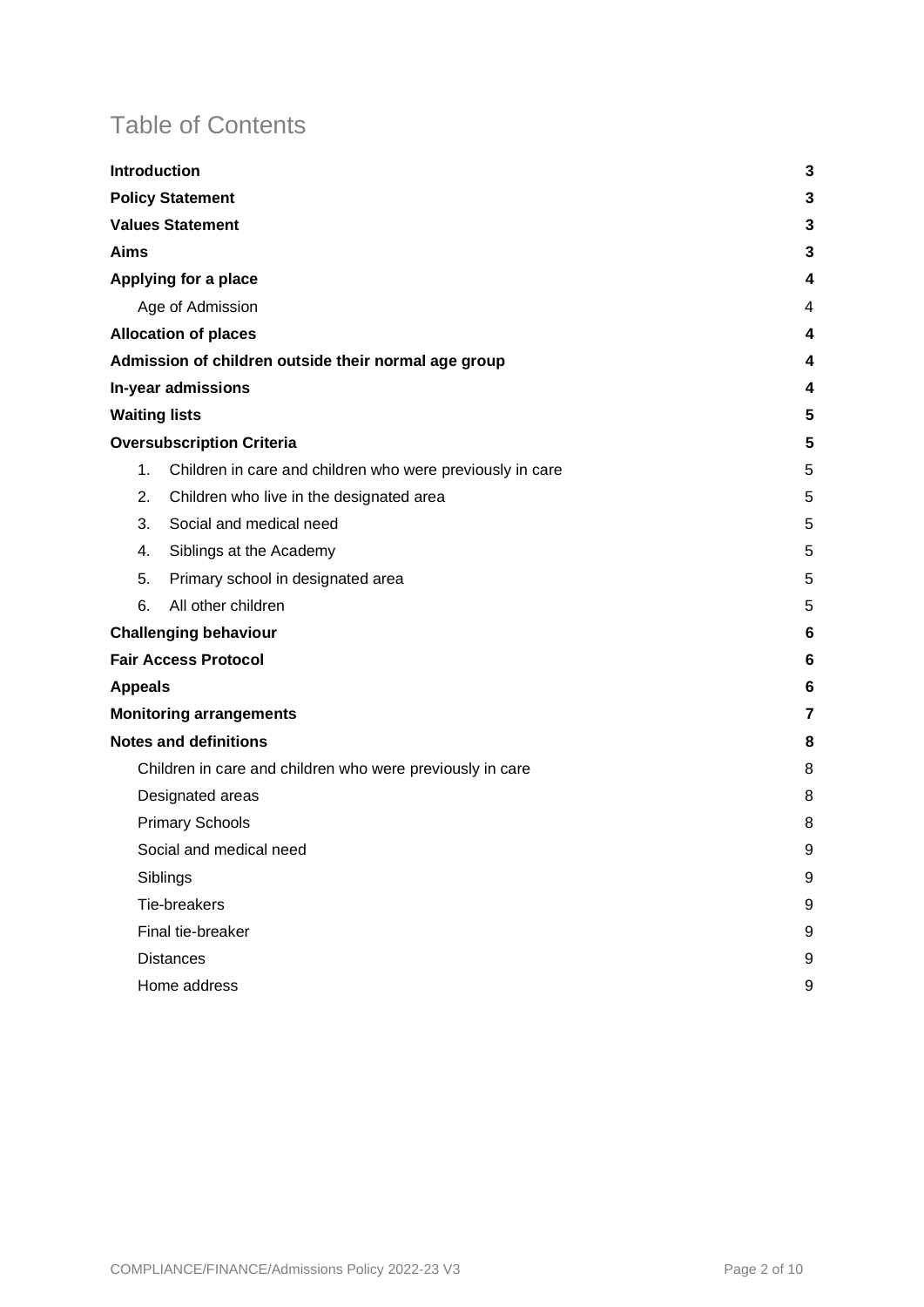# Table of Contents

**Introduction** 3

**Policy Statement** 3

**Values Statement** 3

**Aims** 3

**Applying for a place** 4

- Age of Admission 4

**Allocation of places** 4

**Admission of children outside their normal age group** 4

**In-year admissions** 4

**Waiting lists** 5

**Oversubscription Criteria** 5

1. Children in care and children who were previously in care 5
2. Children who live in the designated area 5
3. Social and medical need 5
4. Siblings at the Academy 5
5. Primary school in designated area 5
6. All other children 5

**Challenging behaviour** 6

**Fair Access Protocol** 6

**Appeals** 6

**Monitoring arrangements** 7

**Notes and definitions** 8

- Children in care and children who were previously in care 8
- Designated areas 8
- Primary Schools 8
- Social and medical need 9
- Siblings 9
- Tie-breakers 9
- Final tie-breaker 9
- Distances 9
- Home address 9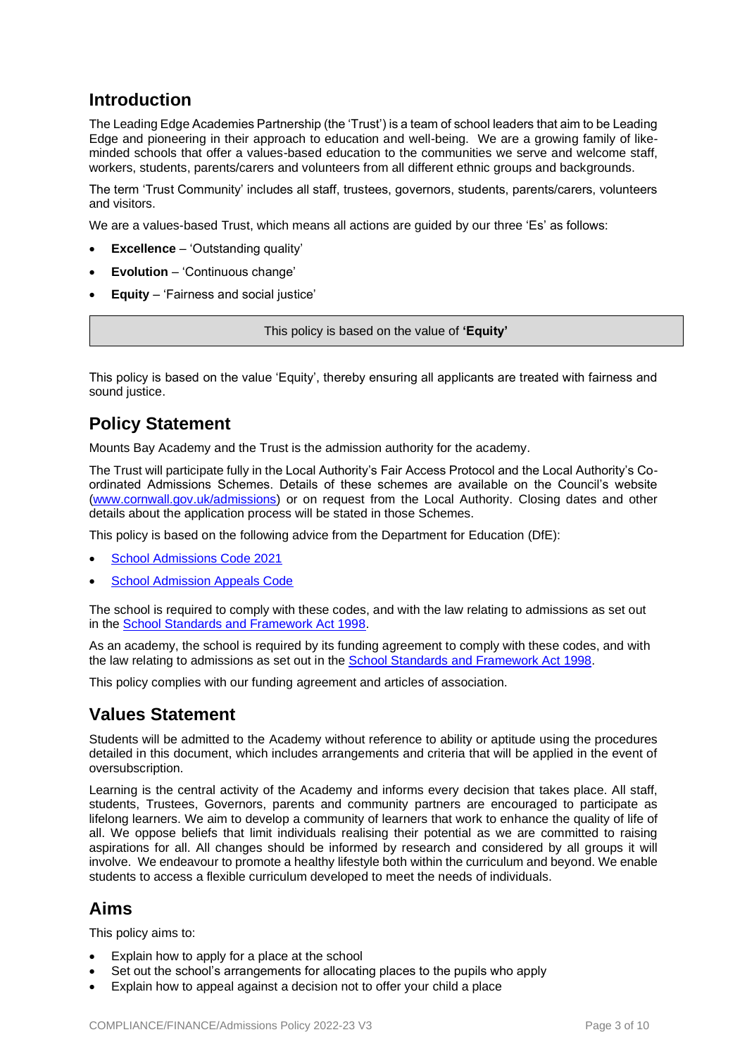## Introduction

The Leading Edge Academies Partnership (the 'Trust') is a team of school leaders that aim to be Leading Edge and pioneering in their approach to education and well-being. We are a growing family of like-minded schools that offer a values-based education to the communities we serve and welcome staff, workers, students, parents/carers and volunteers from all different ethnic groups and backgrounds.

The term 'Trust Community' includes all staff, trustees, governors, students, parents/carers, volunteers and visitors.

We are a values-based Trust, which means all actions are guided by our three 'Es' as follows:

- **Excellence** – 'Outstanding quality'
- **Evolution** – 'Continuous change'
- **Equity** – 'Fairness and social justice'

| This policy is based on the value of **'Equity'** |
|---|

This policy is based on the value 'Equity', thereby ensuring all applicants are treated with fairness and sound justice.

## Policy Statement

Mounts Bay Academy and the Trust is the admission authority for the academy.

The Trust will participate fully in the Local Authority's Fair Access Protocol and the Local Authority's Co-ordinated Admissions Schemes. Details of these schemes are available on the Council's website ([www.cornwall.gov.uk/admissions](www.cornwall.gov.uk/admissions)) or on request from the Local Authority. Closing dates and other details about the application process will be stated in those Schemes.

This policy is based on the following advice from the Department for Education (DfE):

- School Admissions Code 2021
- School Admission Appeals Code

The school is required to comply with these codes, and with the law relating to admissions as set out in the School Standards and Framework Act 1998.

As an academy, the school is required by its funding agreement to comply with these codes, and with the law relating to admissions as set out in the School Standards and Framework Act 1998.

This policy complies with our funding agreement and articles of association.

## Values Statement

Students will be admitted to the Academy without reference to ability or aptitude using the procedures detailed in this document, which includes arrangements and criteria that will be applied in the event of oversubscription.

Learning is the central activity of the Academy and informs every decision that takes place. All staff, students, Trustees, Governors, parents and community partners are encouraged to participate as lifelong learners. We aim to develop a community of learners that work to enhance the quality of life of all. We oppose beliefs that limit individuals realising their potential as we are committed to raising aspirations for all. All changes should be informed by research and considered by all groups it will involve. We endeavour to promote a healthy lifestyle both within the curriculum and beyond. We enable students to access a flexible curriculum developed to meet the needs of individuals.

## Aims

This policy aims to:

- Explain how to apply for a place at the school
- Set out the school's arrangements for allocating places to the pupils who apply
- Explain how to appeal against a decision not to offer your child a place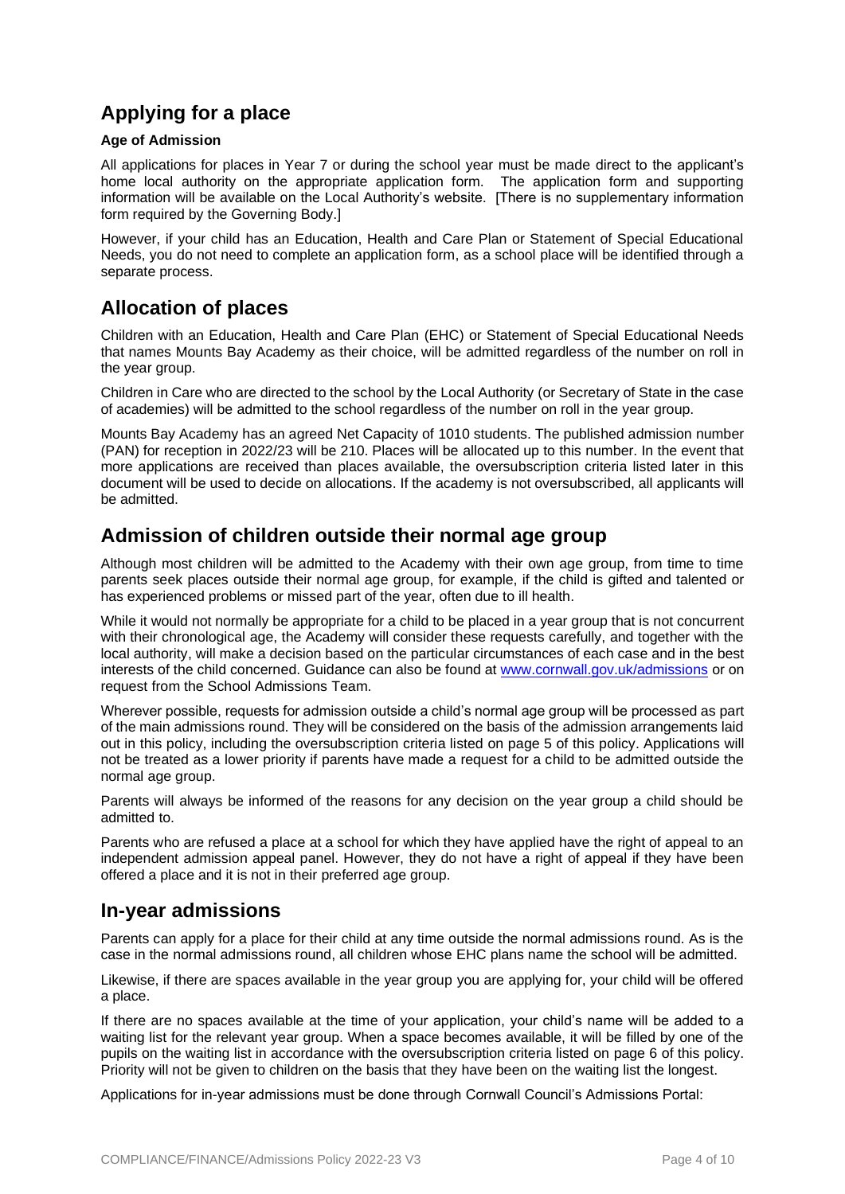## Applying for a place

### Age of Admission

All applications for places in Year 7 or during the school year must be made direct to the applicant's home local authority on the appropriate application form. The application form and supporting information will be available on the Local Authority's website. [There is no supplementary information form required by the Governing Body.]

However, if your child has an Education, Health and Care Plan or Statement of Special Educational Needs, you do not need to complete an application form, as a school place will be identified through a separate process.

## Allocation of places

Children with an Education, Health and Care Plan (EHC) or Statement of Special Educational Needs that names Mounts Bay Academy as their choice, will be admitted regardless of the number on roll in the year group.

Children in Care who are directed to the school by the Local Authority (or Secretary of State in the case of academies) will be admitted to the school regardless of the number on roll in the year group.

Mounts Bay Academy has an agreed Net Capacity of 1010 students. The published admission number (PAN) for reception in 2022/23 will be 210. Places will be allocated up to this number. In the event that more applications are received than places available, the oversubscription criteria listed later in this document will be used to decide on allocations. If the academy is not oversubscribed, all applicants will be admitted.

## Admission of children outside their normal age group

Although most children will be admitted to the Academy with their own age group, from time to time parents seek places outside their normal age group, for example, if the child is gifted and talented or has experienced problems or missed part of the year, often due to ill health.

While it would not normally be appropriate for a child to be placed in a year group that is not concurrent with their chronological age, the Academy will consider these requests carefully, and together with the local authority, will make a decision based on the particular circumstances of each case and in the best interests of the child concerned. Guidance can also be found at [www.cornwall.gov.uk/admissions](www.cornwall.gov.uk/admissions) or on request from the School Admissions Team.

Wherever possible, requests for admission outside a child's normal age group will be processed as part of the main admissions round. They will be considered on the basis of the admission arrangements laid out in this policy, including the oversubscription criteria listed on page 5 of this policy. Applications will not be treated as a lower priority if parents have made a request for a child to be admitted outside the normal age group.

Parents will always be informed of the reasons for any decision on the year group a child should be admitted to.

Parents who are refused a place at a school for which they have applied have the right of appeal to an independent admission appeal panel. However, they do not have a right of appeal if they have been offered a place and it is not in their preferred age group.

## In-year admissions

Parents can apply for a place for their child at any time outside the normal admissions round. As is the case in the normal admissions round, all children whose EHC plans name the school will be admitted.

Likewise, if there are spaces available in the year group you are applying for, your child will be offered a place.

If there are no spaces available at the time of your application, your child's name will be added to a waiting list for the relevant year group. When a space becomes available, it will be filled by one of the pupils on the waiting list in accordance with the oversubscription criteria listed on page 6 of this policy. Priority will not be given to children on the basis that they have been on the waiting list the longest.

Applications for in-year admissions must be done through Cornwall Council's Admissions Portal: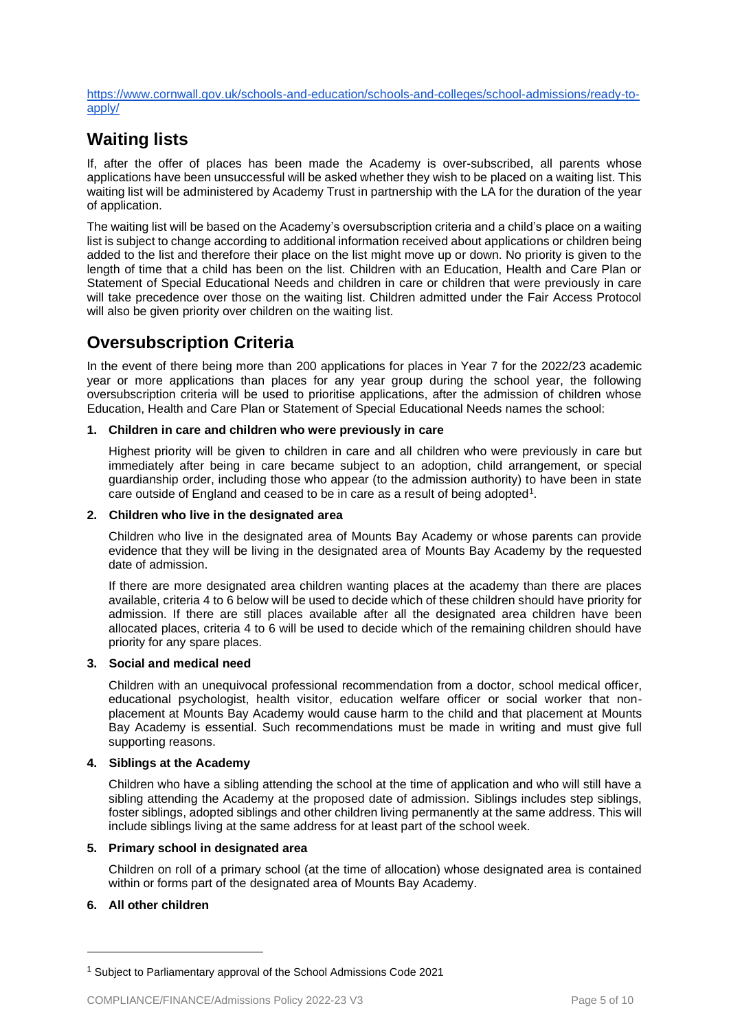https://www.cornwall.gov.uk/schools-and-education/schools-and-colleges/school-admissions/ready-to-apply/

## Waiting lists

If, after the offer of places has been made the Academy is over-subscribed, all parents whose applications have been unsuccessful will be asked whether they wish to be placed on a waiting list. This waiting list will be administered by Academy Trust in partnership with the LA for the duration of the year of application.

The waiting list will be based on the Academy's oversubscription criteria and a child's place on a waiting list is subject to change according to additional information received about applications or children being added to the list and therefore their place on the list might move up or down. No priority is given to the length of time that a child has been on the list. Children with an Education, Health and Care Plan or Statement of Special Educational Needs and children in care or children that were previously in care will take precedence over those on the waiting list. Children admitted under the Fair Access Protocol will also be given priority over children on the waiting list.

## Oversubscription Criteria

In the event of there being more than 200 applications for places in Year 7 for the 2022/23 academic year or more applications than places for any year group during the school year, the following oversubscription criteria will be used to prioritise applications, after the admission of children whose Education, Health and Care Plan or Statement of Special Educational Needs names the school:

1. **Children in care and children who were previously in care**

   Highest priority will be given to children in care and all children who were previously in care but immediately after being in care became subject to an adoption, child arrangement, or special guardianship order, including those who appear (to the admission authority) to have been in state care outside of England and ceased to be in care as a result of being adopted[1].

2. **Children who live in the designated area**

   Children who live in the designated area of Mounts Bay Academy or whose parents can provide evidence that they will be living in the designated area of Mounts Bay Academy by the requested date of admission.

   If there are more designated area children wanting places at the academy than there are places available, criteria 4 to 6 below will be used to decide which of these children should have priority for admission. If there are still places available after all the designated area children have been allocated places, criteria 4 to 6 will be used to decide which of the remaining children should have priority for any spare places.

3. **Social and medical need**

   Children with an unequivocal professional recommendation from a doctor, school medical officer, educational psychologist, health visitor, education welfare officer or social worker that non-placement at Mounts Bay Academy would cause harm to the child and that placement at Mounts Bay Academy is essential. Such recommendations must be made in writing and must give full supporting reasons.

4. **Siblings at the Academy**

   Children who have a sibling attending the school at the time of application and who will still have a sibling attending the Academy at the proposed date of admission. Siblings includes step siblings, foster siblings, adopted siblings and other children living permanently at the same address. This will include siblings living at the same address for at least part of the school week.

5. **Primary school in designated area**

   Children on roll of a primary school (at the time of allocation) whose designated area is contained within or forms part of the designated area of Mounts Bay Academy.

6. **All other children**

---

[1] Subject to Parliamentary approval of the School Admissions Code 2021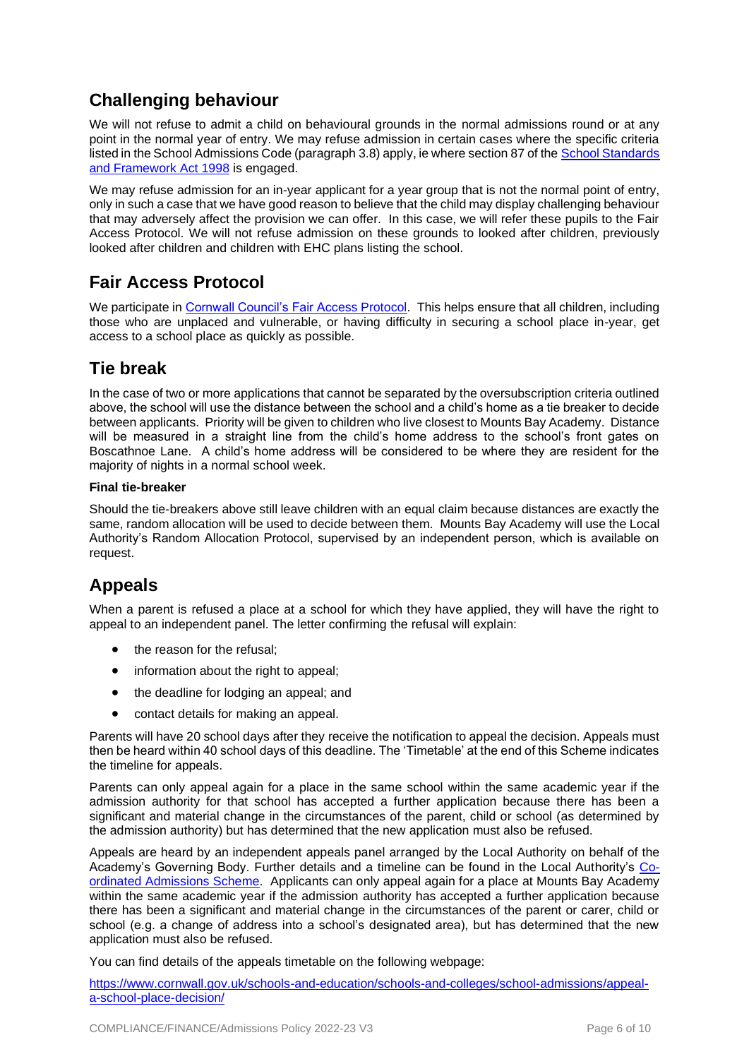## Challenging behaviour

We will not refuse to admit a child on behavioural grounds in the normal admissions round or at any point in the normal year of entry. We may refuse admission in certain cases where the specific criteria listed in the School Admissions Code (paragraph 3.8) apply, ie where section 87 of the [School Standards and Framework Act 1998]() is engaged.

We may refuse admission for an in-year applicant for a year group that is not the normal point of entry, only in such a case that we have good reason to believe that the child may display challenging behaviour that may adversely affect the provision we can offer. In this case, we will refer these pupils to the Fair Access Protocol. We will not refuse admission on these grounds to looked after children, previously looked after children and children with EHC plans listing the school.

## Fair Access Protocol

We participate in [Cornwall Council's Fair Access Protocol](). This helps ensure that all children, including those who are unplaced and vulnerable, or having difficulty in securing a school place in-year, get access to a school place as quickly as possible.

## Tie break

In the case of two or more applications that cannot be separated by the oversubscription criteria outlined above, the school will use the distance between the school and a child's home as a tie breaker to decide between applicants. Priority will be given to children who live closest to Mounts Bay Academy. Distance will be measured in a straight line from the child's home address to the school's front gates on Boscathnoe Lane. A child's home address will be considered to be where they are resident for the majority of nights in a normal school week.

#### Final tie-breaker

Should the tie-breakers above still leave children with an equal claim because distances are exactly the same, random allocation will be used to decide between them. Mounts Bay Academy will use the Local Authority's Random Allocation Protocol, supervised by an independent person, which is available on request.

## Appeals

When a parent is refused a place at a school for which they have applied, they will have the right to appeal to an independent panel. The letter confirming the refusal will explain:

- the reason for the refusal;
- information about the right to appeal;
- the deadline for lodging an appeal; and
- contact details for making an appeal.

Parents will have 20 school days after they receive the notification to appeal the decision. Appeals must then be heard within 40 school days of this deadline. The 'Timetable' at the end of this Scheme indicates the timeline for appeals.

Parents can only appeal again for a place in the same school within the same academic year if the admission authority for that school has accepted a further application because there has been a significant and material change in the circumstances of the parent, child or school (as determined by the admission authority) but has determined that the new application must also be refused.

Appeals are heard by an independent appeals panel arranged by the Local Authority on behalf of the Academy's Governing Body. Further details and a timeline can be found in the Local Authority's [Co-ordinated Admissions Scheme](). Applicants can only appeal again for a place at Mounts Bay Academy within the same academic year if the admission authority has accepted a further application because there has been a significant and material change in the circumstances of the parent or carer, child or school (e.g. a change of address into a school's designated area), but has determined that the new application must also be refused.

You can find details of the appeals timetable on the following webpage:

[https://www.cornwall.gov.uk/schools-and-education/schools-and-colleges/school-admissions/appeal-a-school-place-decision/](https://www.cornwall.gov.uk/schools-and-education/schools-and-colleges/school-admissions/appeal-a-school-place-decision/)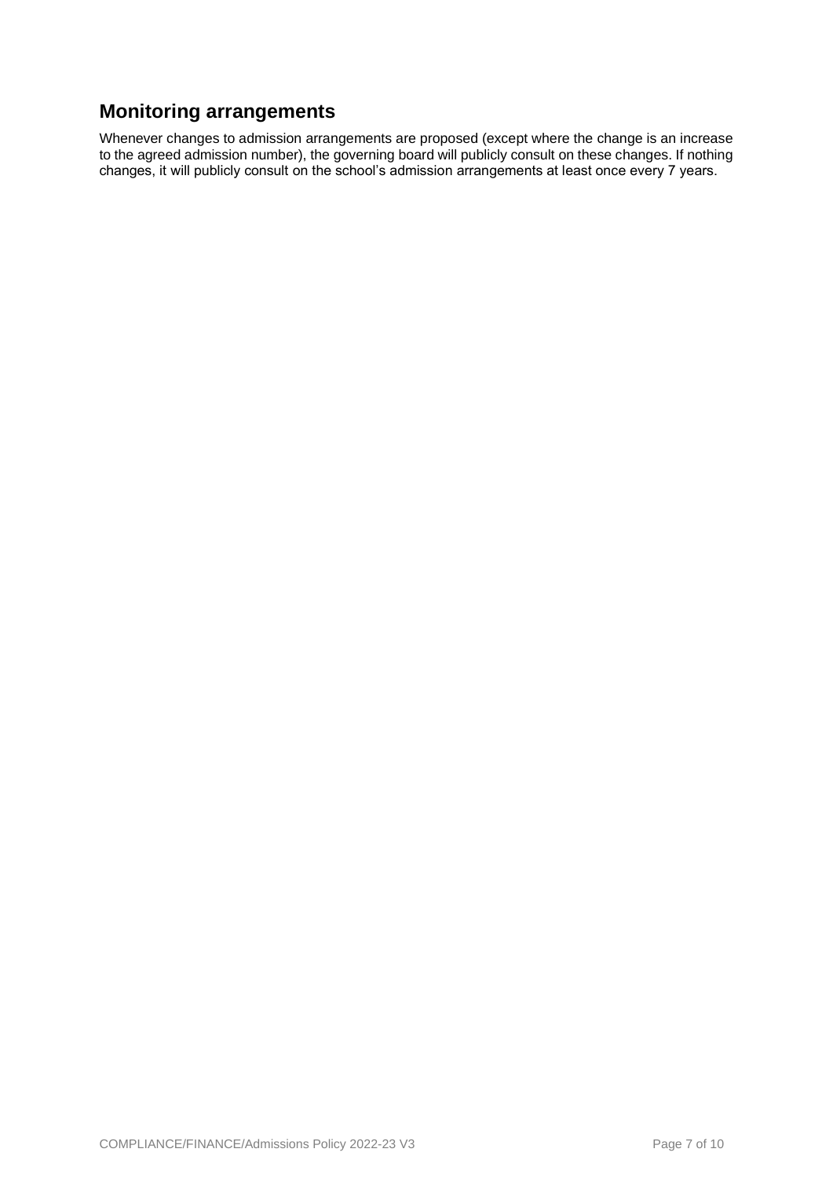## Monitoring arrangements

Whenever changes to admission arrangements are proposed (except where the change is an increase to the agreed admission number), the governing board will publicly consult on these changes. If nothing changes, it will publicly consult on the school's admission arrangements at least once every 7 years.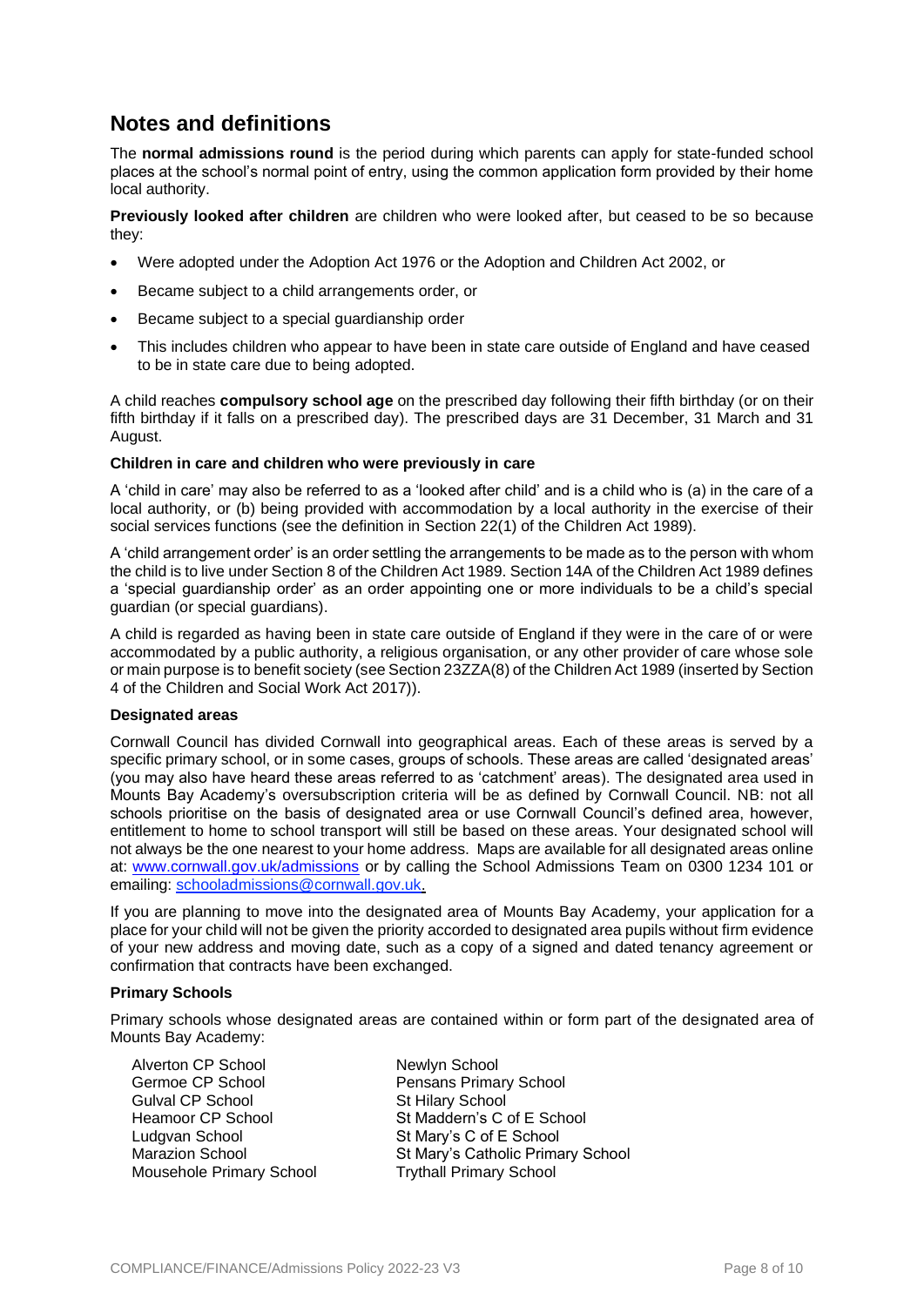## Notes and definitions

The **normal admissions round** is the period during which parents can apply for state-funded school places at the school's normal point of entry, using the common application form provided by their home local authority.

**Previously looked after children** are children who were looked after, but ceased to be so because they:

- Were adopted under the Adoption Act 1976 or the Adoption and Children Act 2002, or
- Became subject to a child arrangements order, or
- Became subject to a special guardianship order
- This includes children who appear to have been in state care outside of England and have ceased to be in state care due to being adopted.

A child reaches **compulsory school age** on the prescribed day following their fifth birthday (or on their fifth birthday if it falls on a prescribed day). The prescribed days are 31 December, 31 March and 31 August.

#### Children in care and children who were previously in care

A 'child in care' may also be referred to as a 'looked after child' and is a child who is (a) in the care of a local authority, or (b) being provided with accommodation by a local authority in the exercise of their social services functions (see the definition in Section 22(1) of the Children Act 1989).

A 'child arrangement order' is an order settling the arrangements to be made as to the person with whom the child is to live under Section 8 of the Children Act 1989. Section 14A of the Children Act 1989 defines a 'special guardianship order' as an order appointing one or more individuals to be a child's special guardian (or special guardians).

A child is regarded as having been in state care outside of England if they were in the care of or were accommodated by a public authority, a religious organisation, or any other provider of care whose sole or main purpose is to benefit society (see Section 23ZZA(8) of the Children Act 1989 (inserted by Section 4 of the Children and Social Work Act 2017)).

#### Designated areas

Cornwall Council has divided Cornwall into geographical areas. Each of these areas is served by a specific primary school, or in some cases, groups of schools. These areas are called 'designated areas' (you may also have heard these areas referred to as 'catchment' areas). The designated area used in Mounts Bay Academy's oversubscription criteria will be as defined by Cornwall Council. NB: not all schools prioritise on the basis of designated area or use Cornwall Council's defined area, however, entitlement to home to school transport will still be based on these areas. Your designated school will not always be the one nearest to your home address. Maps are available for all designated areas online at: www.cornwall.gov.uk/admissions or by calling the School Admissions Team on 0300 1234 101 or emailing: schooladmissions@cornwall.gov.uk.

If you are planning to move into the designated area of Mounts Bay Academy, your application for a place for your child will not be given the priority accorded to designated area pupils without firm evidence of your new address and moving date, such as a copy of a signed and dated tenancy agreement or confirmation that contracts have been exchanged.

#### Primary Schools

Primary schools whose designated areas are contained within or form part of the designated area of Mounts Bay Academy:

- Alverton CP School
- Germoe CP School
- Gulval CP School
- Heamoor CP School
- Ludgvan School
- Marazion School
- Mousehole Primary School
- Newlyn School
- Pensans Primary School
- St Hilary School
- St Maddern's C of E School
- St Mary's C of E School
- St Mary's Catholic Primary School
- Trythall Primary School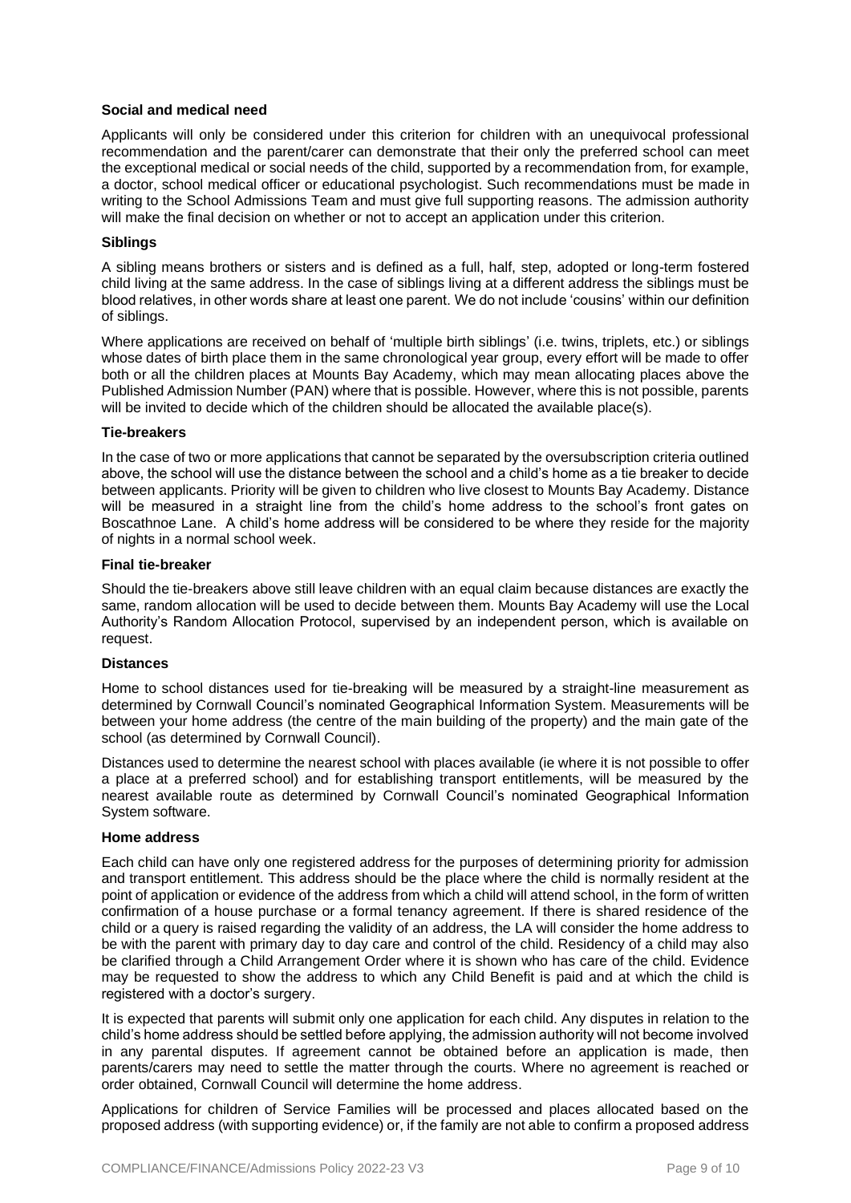**Social and medical need**

Applicants will only be considered under this criterion for children with an unequivocal professional recommendation and the parent/carer can demonstrate that their only the preferred school can meet the exceptional medical or social needs of the child, supported by a recommendation from, for example, a doctor, school medical officer or educational psychologist. Such recommendations must be made in writing to the School Admissions Team and must give full supporting reasons. The admission authority will make the final decision on whether or not to accept an application under this criterion.

**Siblings**

A sibling means brothers or sisters and is defined as a full, half, step, adopted or long-term fostered child living at the same address. In the case of siblings living at a different address the siblings must be blood relatives, in other words share at least one parent. We do not include 'cousins' within our definition of siblings.

Where applications are received on behalf of 'multiple birth siblings' (i.e. twins, triplets, etc.) or siblings whose dates of birth place them in the same chronological year group, every effort will be made to offer both or all the children places at Mounts Bay Academy, which may mean allocating places above the Published Admission Number (PAN) where that is possible. However, where this is not possible, parents will be invited to decide which of the children should be allocated the available place(s).

**Tie-breakers**

In the case of two or more applications that cannot be separated by the oversubscription criteria outlined above, the school will use the distance between the school and a child's home as a tie breaker to decide between applicants. Priority will be given to children who live closest to Mounts Bay Academy. Distance will be measured in a straight line from the child's home address to the school's front gates on Boscathnoe Lane. A child's home address will be considered to be where they reside for the majority of nights in a normal school week.

**Final tie-breaker**

Should the tie-breakers above still leave children with an equal claim because distances are exactly the same, random allocation will be used to decide between them. Mounts Bay Academy will use the Local Authority's Random Allocation Protocol, supervised by an independent person, which is available on request.

**Distances**

Home to school distances used for tie-breaking will be measured by a straight-line measurement as determined by Cornwall Council's nominated Geographical Information System. Measurements will be between your home address (the centre of the main building of the property) and the main gate of the school (as determined by Cornwall Council).

Distances used to determine the nearest school with places available (ie where it is not possible to offer a place at a preferred school) and for establishing transport entitlements, will be measured by the nearest available route as determined by Cornwall Council's nominated Geographical Information System software.

**Home address**

Each child can have only one registered address for the purposes of determining priority for admission and transport entitlement. This address should be the place where the child is normally resident at the point of application or evidence of the address from which a child will attend school, in the form of written confirmation of a house purchase or a formal tenancy agreement. If there is shared residence of the child or a query is raised regarding the validity of an address, the LA will consider the home address to be with the parent with primary day to day care and control of the child. Residency of a child may also be clarified through a Child Arrangement Order where it is shown who has care of the child. Evidence may be requested to show the address to which any Child Benefit is paid and at which the child is registered with a doctor's surgery.

It is expected that parents will submit only one application for each child. Any disputes in relation to the child's home address should be settled before applying, the admission authority will not become involved in any parental disputes. If agreement cannot be obtained before an application is made, then parents/carers may need to settle the matter through the courts. Where no agreement is reached or order obtained, Cornwall Council will determine the home address.

Applications for children of Service Families will be processed and places allocated based on the proposed address (with supporting evidence) or, if the family are not able to confirm a proposed address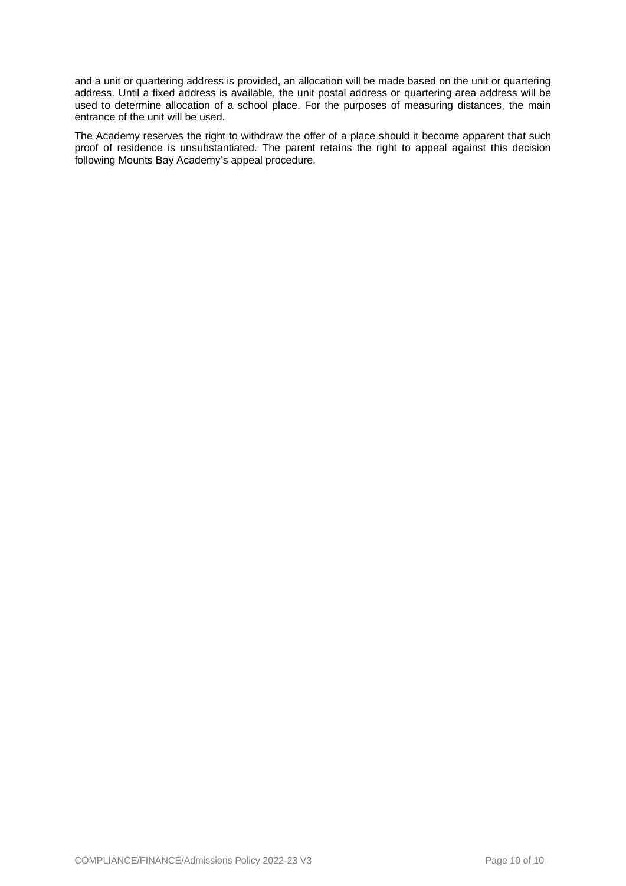and a unit or quartering address is provided, an allocation will be made based on the unit or quartering address. Until a fixed address is available, the unit postal address or quartering area address will be used to determine allocation of a school place. For the purposes of measuring distances, the main entrance of the unit will be used.

The Academy reserves the right to withdraw the offer of a place should it become apparent that such proof of residence is unsubstantiated. The parent retains the right to appeal against this decision following Mounts Bay Academy's appeal procedure.